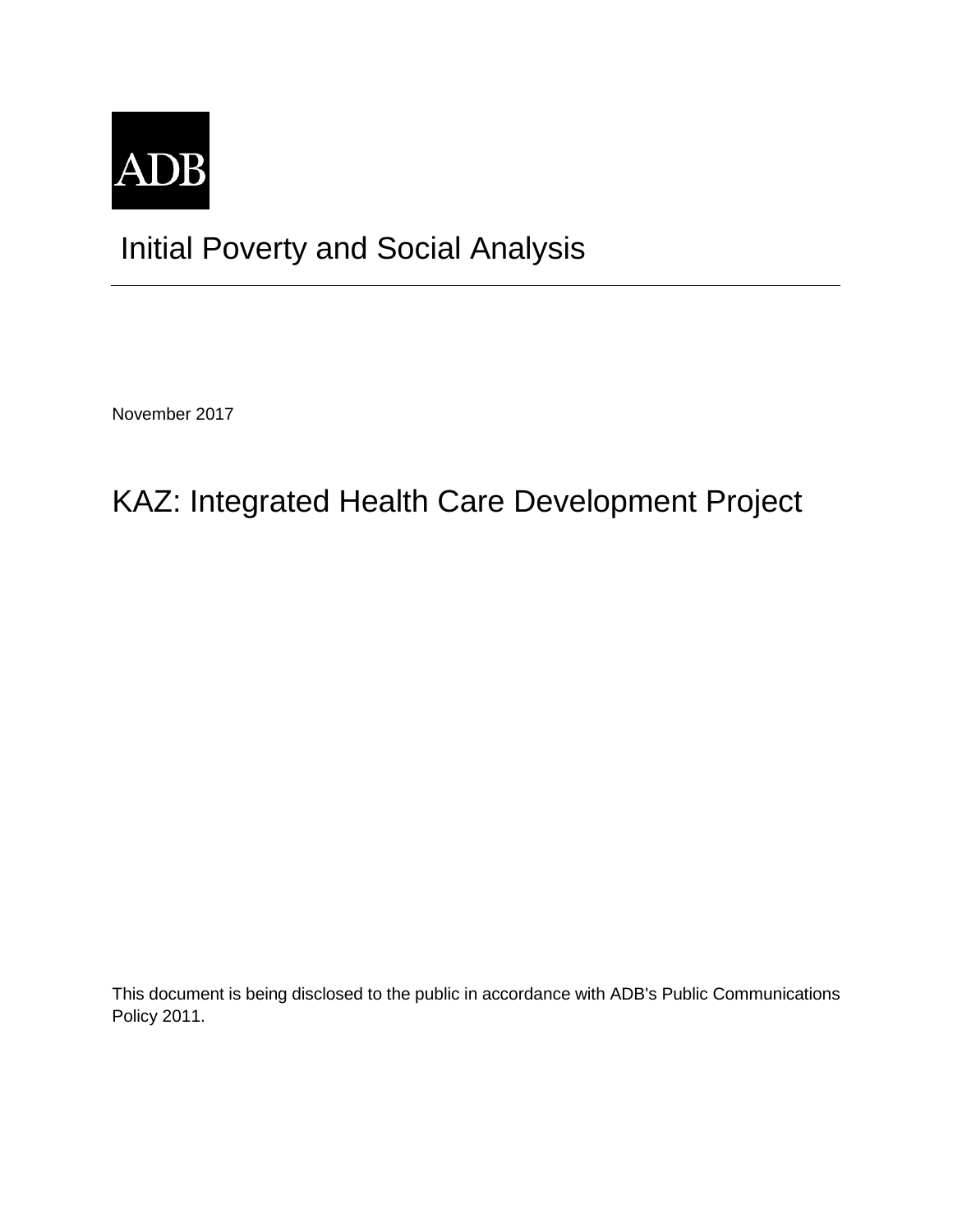ADB

# Initial Poverty and Social Analysis

November 2017

# KAZ: Integrated Health Care Development Project

This document is being disclosed to the public in accordance with ADB's Public Communications Policy 2011.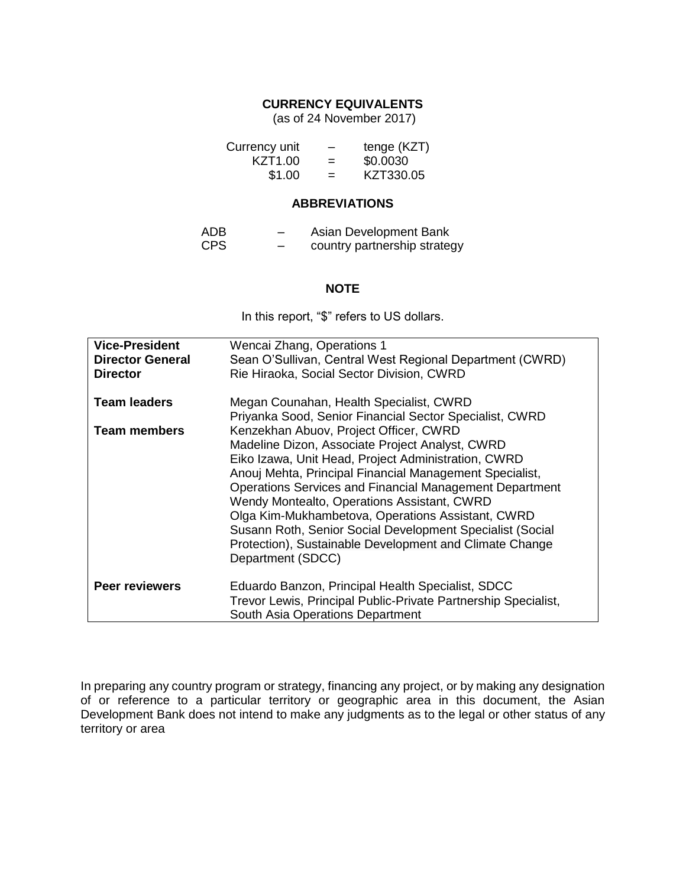## CURRENCY EQUIVALENTS

(as of 24 November 2017)

| | | |
|---|---|---|
| Currency unit | – | tenge (KZT) |
| KZT1.00 | = | $0.0030 |
| $1.00 | = | KZT330.05 |

## ABBREVIATIONS

| | | |
|---|---|---|
| ADB | – | Asian Development Bank |
| CPS | – | country partnership strategy |

## NOTE

In this report, "$" refers to US dollars.

| | |
|---|---|
| **Vice-President** | Wencai Zhang, Operations 1 |
| **Director General** | Sean O'Sullivan, Central West Regional Department (CWRD) |
| **Director** | Rie Hiraoka, Social Sector Division, CWRD |
| **Team leaders** | Megan Counahan, Health Specialist, CWRD<br>Priyanka Sood, Senior Financial Sector Specialist, CWRD |
| **Team members** | Kenzekhan Abuov, Project Officer, CWRD<br>Madeline Dizon, Associate Project Analyst, CWRD<br>Eiko Izawa, Unit Head, Project Administration, CWRD<br>Anouj Mehta, Principal Financial Management Specialist, Operations Services and Financial Management Department<br>Wendy Montealto, Operations Assistant, CWRD<br>Olga Kim-Mukhambetova, Operations Assistant, CWRD<br>Susann Roth, Senior Social Development Specialist (Social Protection), Sustainable Development and Climate Change Department (SDCC) |
| **Peer reviewers** | Eduardo Banzon, Principal Health Specialist, SDCC<br>Trevor Lewis, Principal Public-Private Partnership Specialist, South Asia Operations Department |

In preparing any country program or strategy, financing any project, or by making any designation of or reference to a particular territory or geographic area in this document, the Asian Development Bank does not intend to make any judgments as to the legal or other status of any territory or area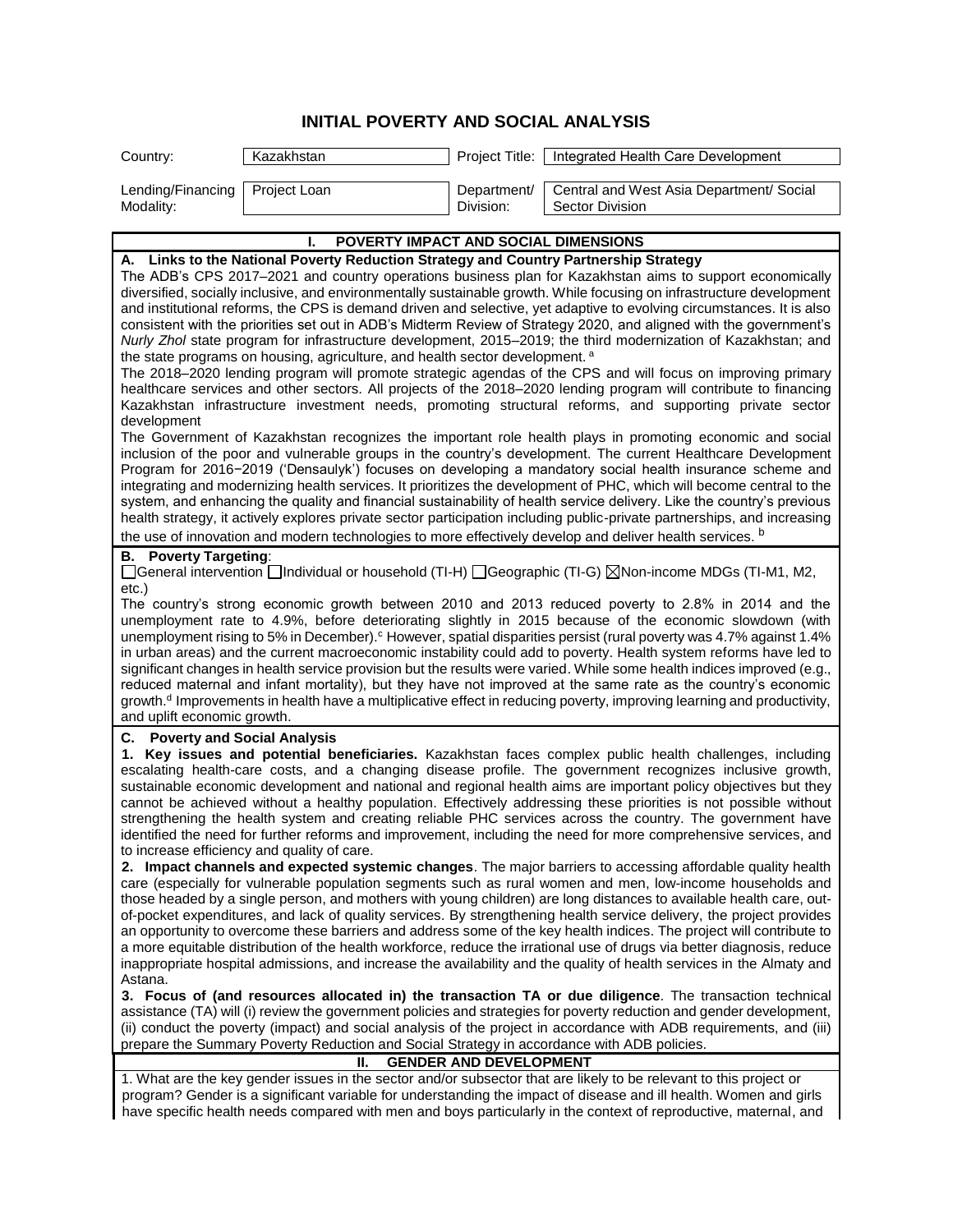# INITIAL POVERTY AND SOCIAL ANALYSIS

| | | | |
|---|---|---|---|
| Country: | Kazakhstan | Project Title: | Integrated Health Care Development |
| Lending/Financing Modality: | Project Loan | Department/ Division: | Central and West Asia Department/ Social Sector Division |

## I. POVERTY IMPACT AND SOCIAL DIMENSIONS

**A. Links to the National Poverty Reduction Strategy and Country Partnership Strategy**

The ADB's CPS 2017–2021 and country operations business plan for Kazakhstan aims to support economically diversified, socially inclusive, and environmentally sustainable growth. While focusing on infrastructure development and institutional reforms, the CPS is demand driven and selective, yet adaptive to evolving circumstances. It is also consistent with the priorities set out in ADB's Midterm Review of Strategy 2020, and aligned with the government's *Nurly Zhol* state program for infrastructure development, 2015–2019; the third modernization of Kazakhstan; and the state programs on housing, agriculture, and health sector development. [a]

The 2018–2020 lending program will promote strategic agendas of the CPS and will focus on improving primary healthcare services and other sectors. All projects of the 2018–2020 lending program will contribute to financing Kazakhstan infrastructure investment needs, promoting structural reforms, and supporting private sector development

The Government of Kazakhstan recognizes the important role health plays in promoting economic and social inclusion of the poor and vulnerable groups in the country's development. The current Healthcare Development Program for 2016−2019 ('Densaulyk') focuses on developing a mandatory social health insurance scheme and integrating and modernizing health services. It prioritizes the development of PHC, which will become central to the system, and enhancing the quality and financial sustainability of health service delivery. Like the country's previous health strategy, it actively explores private sector participation including public-private partnerships, and increasing the use of innovation and modern technologies to more effectively develop and deliver health services. [b]

**B. Poverty Targeting**:

☐General intervention ☐Individual or household (TI-H) ☐Geographic (TI-G) ☒Non-income MDGs (TI-M1, M2, etc.)

The country's strong economic growth between 2010 and 2013 reduced poverty to 2.8% in 2014 and the unemployment rate to 4.9%, before deteriorating slightly in 2015 because of the economic slowdown (with unemployment rising to 5% in December).[c] However, spatial disparities persist (rural poverty was 4.7% against 1.4% in urban areas) and the current macroeconomic instability could add to poverty. Health system reforms have led to significant changes in health service provision but the results were varied. While some health indices improved (e.g., reduced maternal and infant mortality), but they have not improved at the same rate as the country's economic growth.[d] Improvements in health have a multiplicative effect in reducing poverty, improving learning and productivity, and uplift economic growth.

**C. Poverty and Social Analysis**

**1. Key issues and potential beneficiaries.** Kazakhstan faces complex public health challenges, including escalating health-care costs, and a changing disease profile. The government recognizes inclusive growth, sustainable economic development and national and regional health aims are important policy objectives but they cannot be achieved without a healthy population. Effectively addressing these priorities is not possible without strengthening the health system and creating reliable PHC services across the country. The government have identified the need for further reforms and improvement, including the need for more comprehensive services, and to increase efficiency and quality of care.

**2. Impact channels and expected systemic changes**. The major barriers to accessing affordable quality health care (especially for vulnerable population segments such as rural women and men, low-income households and those headed by a single person, and mothers with young children) are long distances to available health care, out-of-pocket expenditures, and lack of quality services. By strengthening health service delivery, the project provides an opportunity to overcome these barriers and address some of the key health indices. The project will contribute to a more equitable distribution of the health workforce, reduce the irrational use of drugs via better diagnosis, reduce inappropriate hospital admissions, and increase the availability and the quality of health services in the Almaty and Astana.

**3. Focus of (and resources allocated in) the transaction TA or due diligence**. The transaction technical assistance (TA) will (i) review the government policies and strategies for poverty reduction and gender development, (ii) conduct the poverty (impact) and social analysis of the project in accordance with ADB requirements, and (iii) prepare the Summary Poverty Reduction and Social Strategy in accordance with ADB policies.

## II. GENDER AND DEVELOPMENT

1. What are the key gender issues in the sector and/or subsector that are likely to be relevant to this project or program? Gender is a significant variable for understanding the impact of disease and ill health. Women and girls have specific health needs compared with men and boys particularly in the context of reproductive, maternal, and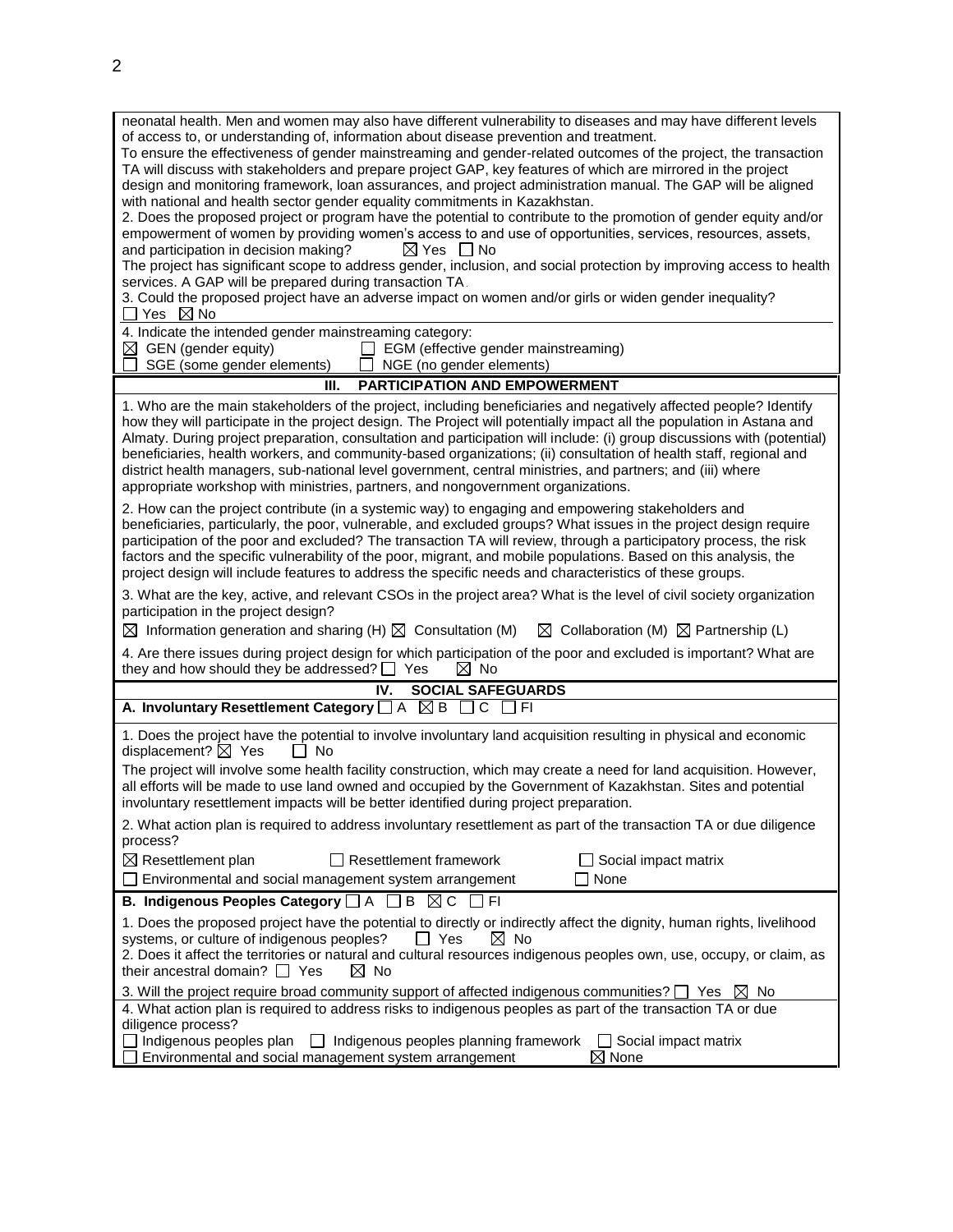neonatal health. Men and women may also have different vulnerability to diseases and may have different levels of access to, or understanding of, information about disease prevention and treatment.

To ensure the effectiveness of gender mainstreaming and gender-related outcomes of the project, the transaction TA will discuss with stakeholders and prepare project GAP, key features of which are mirrored in the project design and monitoring framework, loan assurances, and project administration manual. The GAP will be aligned with national and health sector gender equality commitments in Kazakhstan.

2. Does the proposed project or program have the potential to contribute to the promotion of gender equity and/or empowerment of women by providing women's access to and use of opportunities, services, resources, assets, and participation in decision making? ☒ Yes ☐ No

The project has significant scope to address gender, inclusion, and social protection by improving access to health services. A GAP will be prepared during transaction TA.

3. Could the proposed project have an adverse impact on women and/or girls or widen gender inequality? ☐ Yes ☒ No

4. Indicate the intended gender mainstreaming category:
☒ GEN (gender equity) ☐ EGM (effective gender mainstreaming)
☐ SGE (some gender elements) ☐ NGE (no gender elements)

## III. PARTICIPATION AND EMPOWERMENT

1. Who are the main stakeholders of the project, including beneficiaries and negatively affected people? Identify how they will participate in the project design. The Project will potentially impact all the population in Astana and Almaty. During project preparation, consultation and participation will include: (i) group discussions with (potential) beneficiaries, health workers, and community-based organizations; (ii) consultation of health staff, regional and district health managers, sub-national level government, central ministries, and partners; and (iii) where appropriate workshop with ministries, partners, and nongovernment organizations.

2. How can the project contribute (in a systemic way) to engaging and empowering stakeholders and beneficiaries, particularly, the poor, vulnerable, and excluded groups? What issues in the project design require participation of the poor and excluded? The transaction TA will review, through a participatory process, the risk factors and the specific vulnerability of the poor, migrant, and mobile populations. Based on this analysis, the project design will include features to address the specific needs and characteristics of these groups.

3. What are the key, active, and relevant CSOs in the project area? What is the level of civil society organization participation in the project design?
☒ Information generation and sharing (H) ☒ Consultation (M) ☒ Collaboration (M) ☒ Partnership (L)

4. Are there issues during project design for which participation of the poor and excluded is important? What are they and how should they be addressed? ☐ Yes ☒ No

## IV. SOCIAL SAFEGUARDS

**A. Involuntary Resettlement Category** ☐ A ☒ B ☐ C ☐ FI

1. Does the project have the potential to involve involuntary land acquisition resulting in physical and economic displacement? ☒ Yes ☐ No

The project will involve some health facility construction, which may create a need for land acquisition. However, all efforts will be made to use land owned and occupied by the Government of Kazakhstan. Sites and potential involuntary resettlement impacts will be better identified during project preparation.

2. What action plan is required to address involuntary resettlement as part of the transaction TA or due diligence process?
☒ Resettlement plan ☐ Resettlement framework ☐ Social impact matrix
☐ Environmental and social management system arrangement ☐ None

**B. Indigenous Peoples Category** ☐ A ☐ B ☒ C ☐ FI

1. Does the proposed project have the potential to directly or indirectly affect the dignity, human rights, livelihood systems, or culture of indigenous peoples? ☐ Yes ☒ No

2. Does it affect the territories or natural and cultural resources indigenous peoples own, use, occupy, or claim, as their ancestral domain? ☐ Yes ☒ No

3. Will the project require broad community support of affected indigenous communities? ☐ Yes ☒ No

4. What action plan is required to address risks to indigenous peoples as part of the transaction TA or due diligence process?
☐ Indigenous peoples plan ☐ Indigenous peoples planning framework ☐ Social impact matrix
☐ Environmental and social management system arrangement ☒ None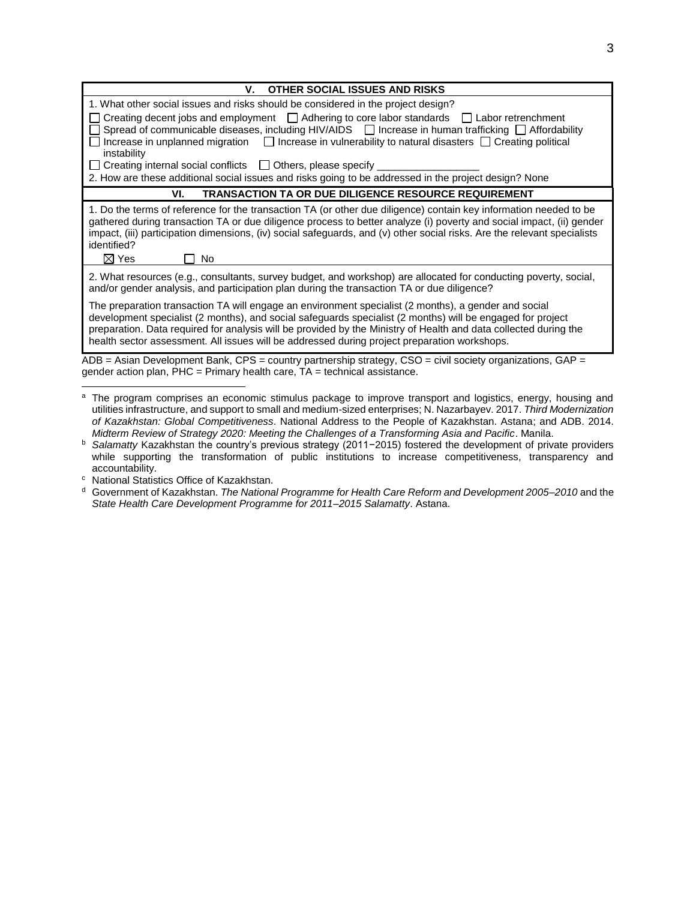## V. OTHER SOCIAL ISSUES AND RISKS

1. What other social issues and risks should be considered in the project design?

☐ Creating decent jobs and employment ☐ Adhering to core labor standards ☐ Labor retrenchment
☐ Spread of communicable diseases, including HIV/AIDS ☐ Increase in human trafficking ☐ Affordability
☐ Increase in unplanned migration ☐ Increase in vulnerability to natural disasters ☐ Creating political instability
☐ Creating internal social conflicts ☐ Others, please specify __________________

2. How are these additional social issues and risks going to be addressed in the project design? None

## VI. TRANSACTION TA OR DUE DILIGENCE RESOURCE REQUIREMENT

1. Do the terms of reference for the transaction TA (or other due diligence) contain key information needed to be gathered during transaction TA or due diligence process to better analyze (i) poverty and social impact, (ii) gender impact, (iii) participation dimensions, (iv) social safeguards, and (v) other social risks. Are the relevant specialists identified?

☒ Yes ☐ No

2. What resources (e.g., consultants, survey budget, and workshop) are allocated for conducting poverty, social, and/or gender analysis, and participation plan during the transaction TA or due diligence?

The preparation transaction TA will engage an environment specialist (2 months), a gender and social development specialist (2 months), and social safeguards specialist (2 months) will be engaged for project preparation. Data required for analysis will be provided by the Ministry of Health and data collected during the health sector assessment. All issues will be addressed during project preparation workshops.

ADB = Asian Development Bank, CPS = country partnership strategy, CSO = civil society organizations, GAP = gender action plan, PHC = Primary health care, TA = technical assistance.

---

[a] The program comprises an economic stimulus package to improve transport and logistics, energy, housing and utilities infrastructure, and support to small and medium-sized enterprises; N. Nazarbayev. 2017. *Third Modernization of Kazakhstan: Global Competitiveness*. National Address to the People of Kazakhstan. Astana; and ADB. 2014. *Midterm Review of Strategy 2020: Meeting the Challenges of a Transforming Asia and Pacific*. Manila.

[b] *Salamatty* Kazakhstan the country's previous strategy (2011−2015) fostered the development of private providers while supporting the transformation of public institutions to increase competitiveness, transparency and accountability.

[c] National Statistics Office of Kazakhstan.

[d] Government of Kazakhstan. *The National Programme for Health Care Reform and Development 2005–2010* and the *State Health Care Development Programme for 2011–2015 Salamatty*. Astana.